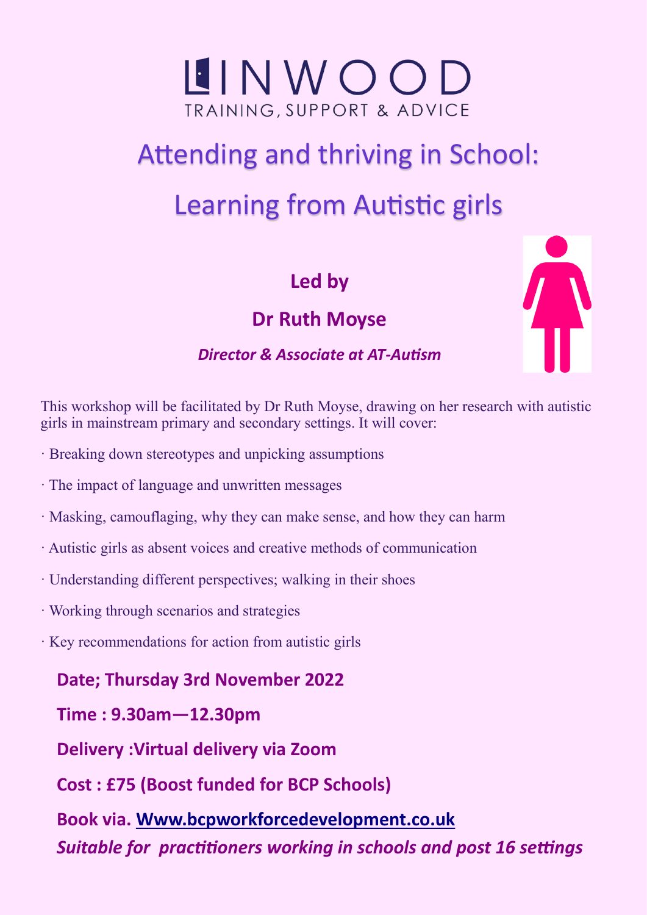# LINWOOD

TRAINING, SUPPORT & ADVICE

# Attending and thriving in School: Learning from Autistic girls

## Led by

## Dr Ruth Moyse

***Director & Associate at AT-Autism***

This workshop will be facilitated by Dr Ruth Moyse, drawing on her research with autistic girls in mainstream primary and secondary settings. It will cover:

- Breaking down stereotypes and unpicking assumptions
- The impact of language and unwritten messages
- Masking, camouflaging, why they can make sense, and how they can harm
- Autistic girls as absent voices and creative methods of communication
- Understanding different perspectives; walking in their shoes
- Working through scenarios and strategies
- Key recommendations for action from autistic girls

**Date; Thursday 3rd November 2022**

**Time : 9.30am—12.30pm**

**Delivery :Virtual delivery via Zoom**

**Cost : £75 (Boost funded for BCP Schools)**

**Book via. Www.bcpworkforcedevelopment.co.uk**

***Suitable for practitioners working in schools and post 16 settings***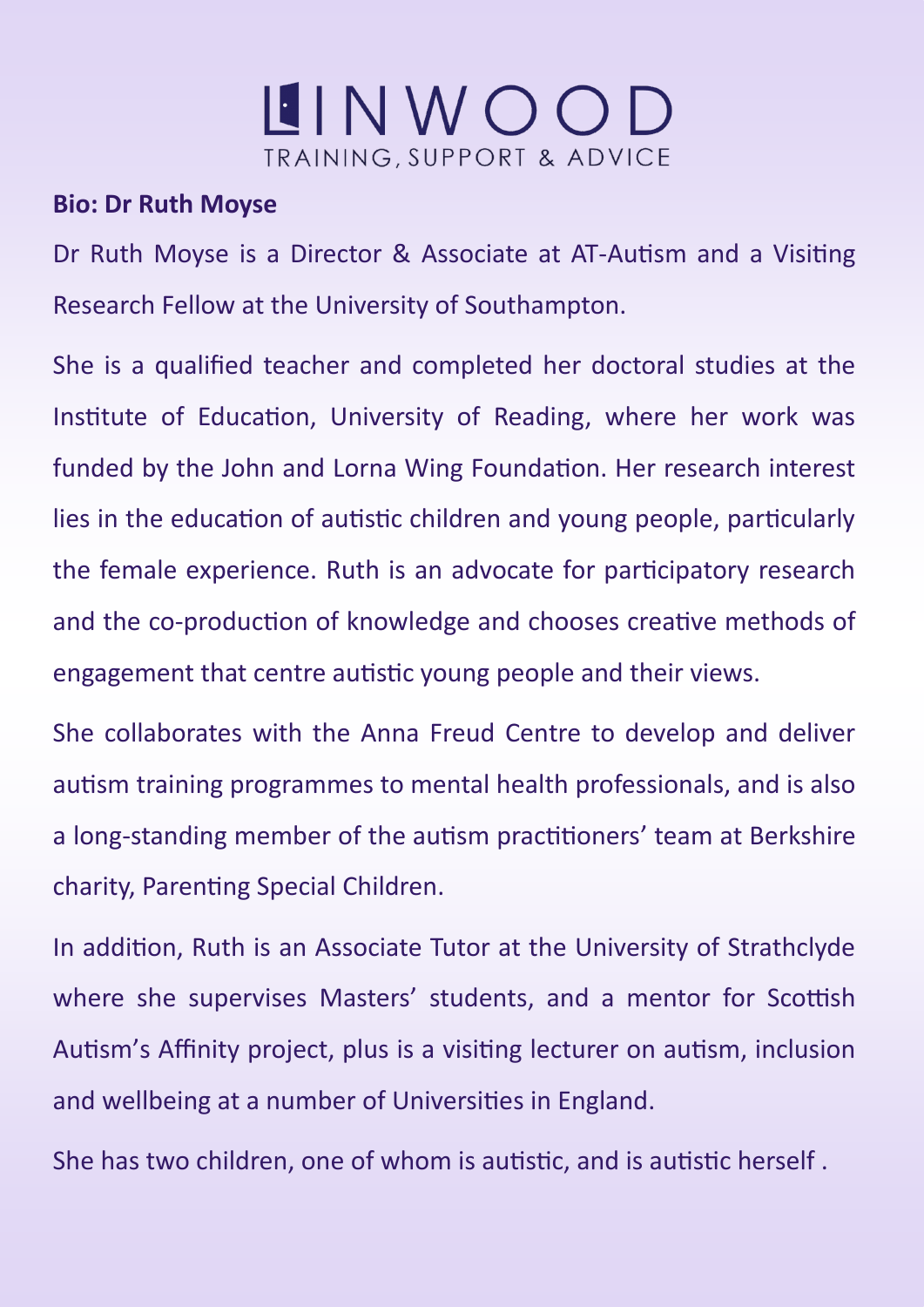LINWOOD
TRAINING, SUPPORT & ADVICE

**Bio: Dr Ruth Moyse**

Dr Ruth Moyse is a Director & Associate at AT-Autism and a Visiting Research Fellow at the University of Southampton.

She is a qualified teacher and completed her doctoral studies at the Institute of Education, University of Reading, where her work was funded by the John and Lorna Wing Foundation. Her research interest lies in the education of autistic children and young people, particularly the female experience. Ruth is an advocate for participatory research and the co-production of knowledge and chooses creative methods of engagement that centre autistic young people and their views.

She collaborates with the Anna Freud Centre to develop and deliver autism training programmes to mental health professionals, and is also a long-standing member of the autism practitioners' team at Berkshire charity, Parenting Special Children.

In addition, Ruth is an Associate Tutor at the University of Strathclyde where she supervises Masters' students, and a mentor for Scottish Autism's Affinity project, plus is a visiting lecturer on autism, inclusion and wellbeing at a number of Universities in England.

She has two children, one of whom is autistic, and is autistic herself .